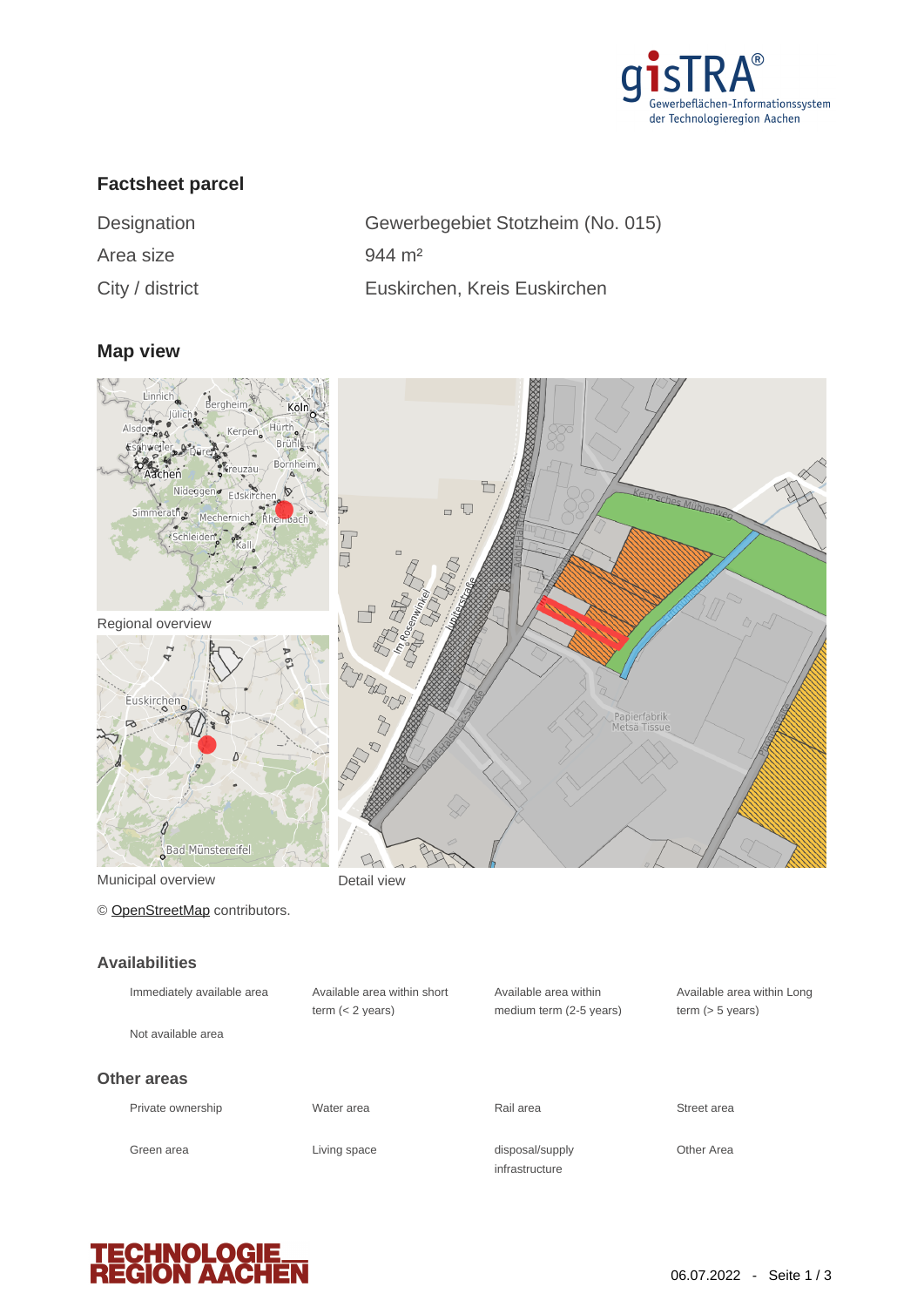## Factsheet parcel

| | |
|---|---|
| Designation | Gewerbegebiet Stotzheim (No. 015) |
| Area size | 944 m² |
| City / district | Euskirchen, Kreis Euskirchen |

## Map view

Regional overview

Municipal overview

Detail view

© OpenStreetMap contributors.

## Availabilities

- Immediately available area
- Available area within short term (< 2 years)
- Available area within medium term (2-5 years)
- Available area within Long term (> 5 years)
- Not available area

## Other areas

- Private ownership
- Water area
- Rail area
- Street area
- Green area
- Living space
- disposal/supply infrastructure
- Other Area

06.07.2022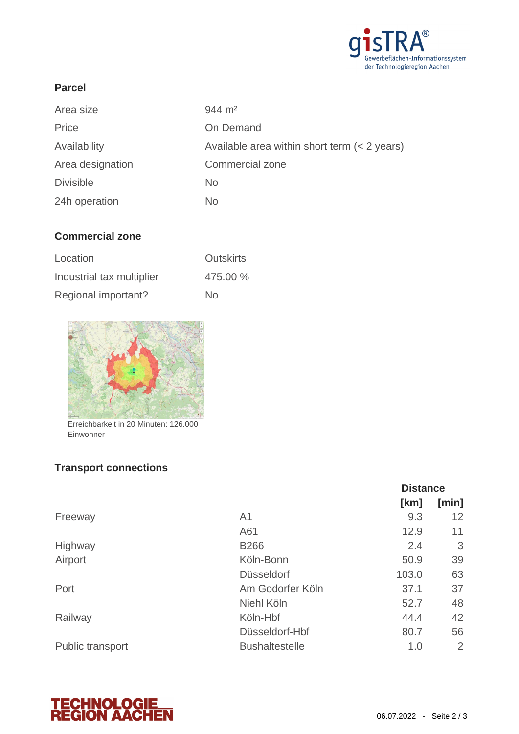## Parcel

| | |
|---|---|
| Area size | 944 m² |
| Price | On Demand |
| Availability | Available area within short term (< 2 years) |
| Area designation | Commercial zone |
| Divisible | No |
| 24h operation | No |

## Commercial zone

| | |
|---|---|
| Location | Outskirts |
| Industrial tax multiplier | 475.00 % |
| Regional important? | No |

Erreichbarkeit in 20 Minuten: 126.000 Einwohner

## Transport connections

| | | Distance | |
|---|---|---|---|
| | | [km] | [min] |
| Freeway | A1 | 9.3 | 12 |
| | A61 | 12.9 | 11 |
| Highway | B266 | 2.4 | 3 |
| Airport | Köln-Bonn | 50.9 | 39 |
| | Düsseldorf | 103.0 | 63 |
| Port | Am Godorfer Köln | 37.1 | 37 |
| | Niehl Köln | 52.7 | 48 |
| Railway | Köln-Hbf | 44.4 | 42 |
| | Düsseldorf-Hbf | 80.7 | 56 |
| Public transport | Bushaltestelle | 1.0 | 2 |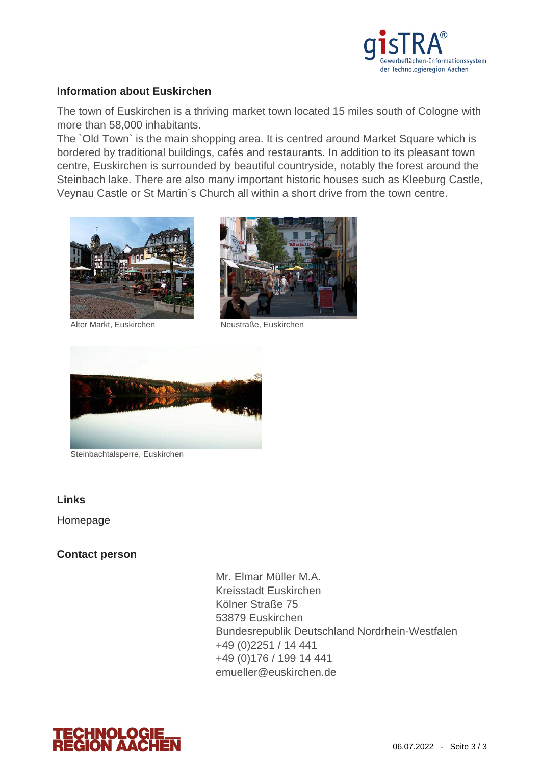## Information about Euskirchen

The town of Euskirchen is a thriving market town located 15 miles south of Cologne with more than 58,000 inhabitants.
The `Old Town` is the main shopping area. It is centred around Market Square which is bordered by traditional buildings, cafés and restaurants. In addition to its pleasant town centre, Euskirchen is surrounded by beautiful countryside, notably the forest around the Steinbach lake. There are also many important historic houses such as Kleeburg Castle, Veynau Castle or St Martin´s Church all within a short drive from the town centre.

Alter Markt, Euskirchen

Neustraße, Euskirchen

Steinbachtalsperre, Euskirchen

## Links

Homepage

## Contact person

Mr. Elmar Müller M.A.
Kreisstadt Euskirchen
Kölner Straße 75
53879 Euskirchen
Bundesrepublik Deutschland Nordrhein-Westfalen
+49 (0)2251 / 14 441
+49 (0)176 / 199 14 441
emueller@euskirchen.de